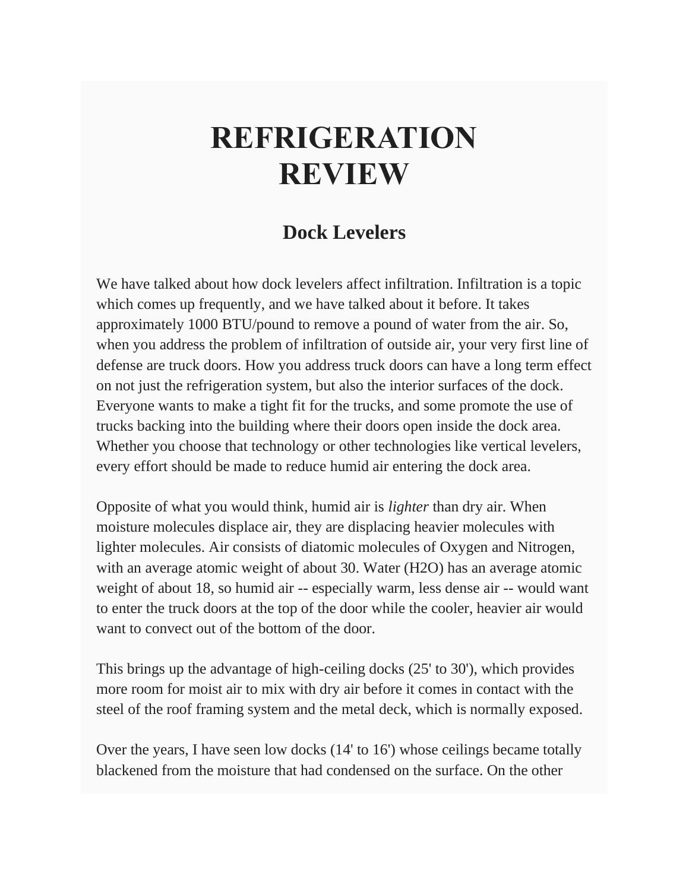# REFRIGERATION REVIEW

## Dock Levelers

We have talked about how dock levelers affect infiltration. Infiltration is a topic which comes up frequently, and we have talked about it before. It takes approximately 1000 BTU/pound to remove a pound of water from the air. So, when you address the problem of infiltration of outside air, your very first line of defense are truck doors. How you address truck doors can have a long term effect on not just the refrigeration system, but also the interior surfaces of the dock. Everyone wants to make a tight fit for the trucks, and some promote the use of trucks backing into the building where their doors open inside the dock area. Whether you choose that technology or other technologies like vertical levelers, every effort should be made to reduce humid air entering the dock area.

Opposite of what you would think, humid air is *lighter* than dry air. When moisture molecules displace air, they are displacing heavier molecules with lighter molecules. Air consists of diatomic molecules of Oxygen and Nitrogen, with an average atomic weight of about 30. Water ($H_2O$) has an average atomic weight of about 18, so humid air -- especially warm, less dense air -- would want to enter the truck doors at the top of the door while the cooler, heavier air would want to convect out of the bottom of the door.

This brings up the advantage of high-ceiling docks (25' to 30'), which provides more room for moist air to mix with dry air before it comes in contact with the steel of the roof framing system and the metal deck, which is normally exposed.

Over the years, I have seen low docks (14' to 16') whose ceilings became totally blackened from the moisture that had condensed on the surface. On the other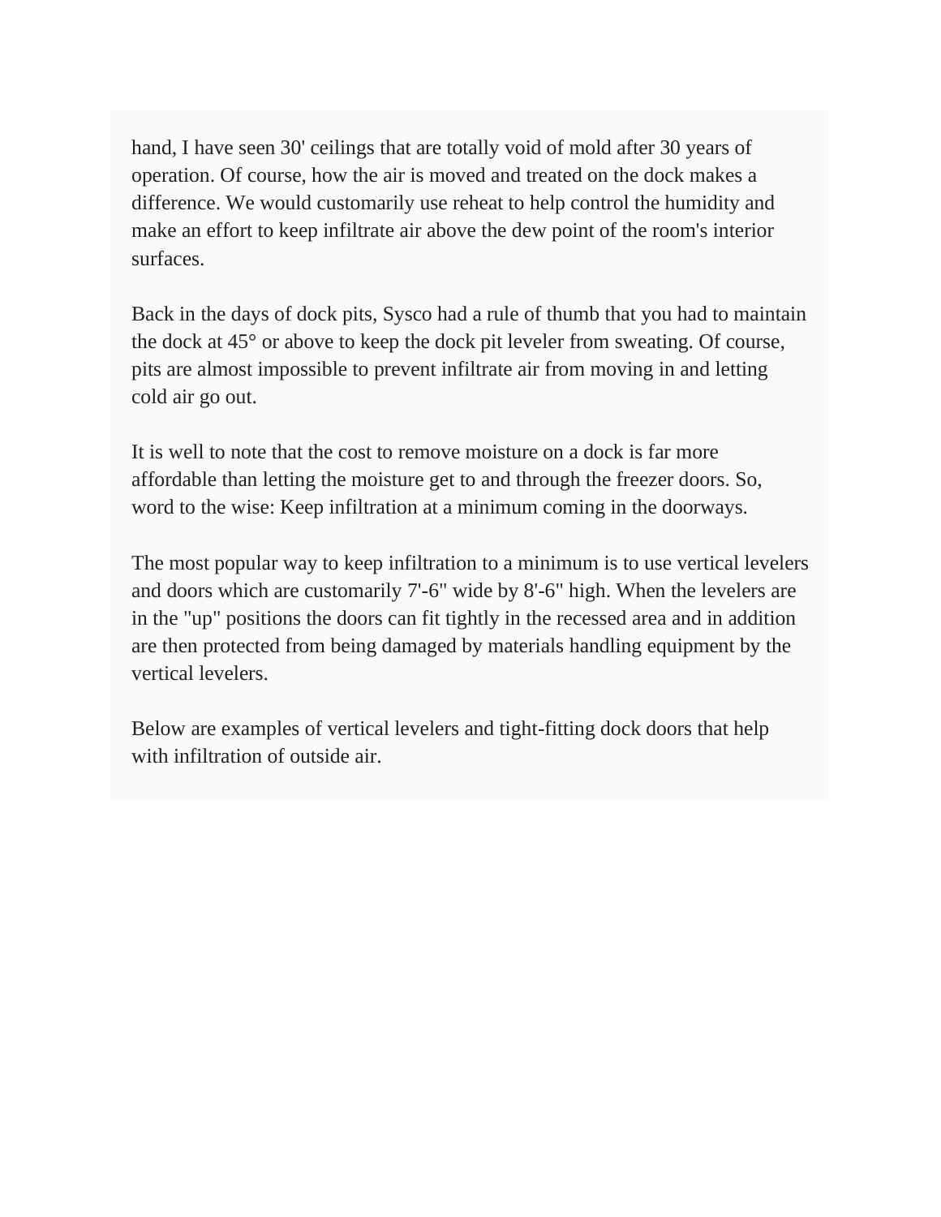hand, I have seen 30' ceilings that are totally void of mold after 30 years of operation. Of course, how the air is moved and treated on the dock makes a difference. We would customarily use reheat to help control the humidity and make an effort to keep infiltrate air above the dew point of the room's interior surfaces.

Back in the days of dock pits, Sysco had a rule of thumb that you had to maintain the dock at 45° or above to keep the dock pit leveler from sweating. Of course, pits are almost impossible to prevent infiltrate air from moving in and letting cold air go out.

It is well to note that the cost to remove moisture on a dock is far more affordable than letting the moisture get to and through the freezer doors. So, word to the wise: Keep infiltration at a minimum coming in the doorways.

The most popular way to keep infiltration to a minimum is to use vertical levelers and doors which are customarily 7'-6" wide by 8'-6" high. When the levelers are in the "up" positions the doors can fit tightly in the recessed area and in addition are then protected from being damaged by materials handling equipment by the vertical levelers.

Below are examples of vertical levelers and tight-fitting dock doors that help with infiltration of outside air.